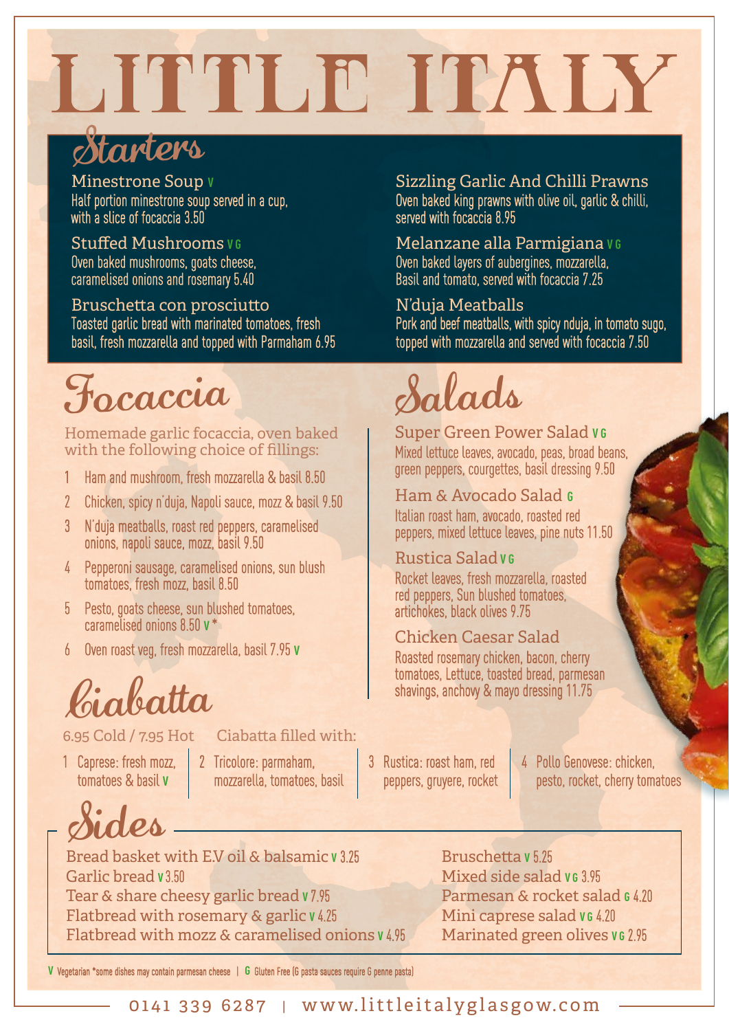# LITTLE ITALY

## Starters

**Minestrone Soup** V
Half portion minestrone soup served in a cup, with a slice of focaccia 3.50

**Stuffed Mushrooms** V G
Oven baked mushrooms, goats cheese, caramelised onions and rosemary 5.40

**Bruschetta con prosciutto**
Toasted garlic bread with marinated tomatoes, fresh basil, fresh mozzarella and topped with Parmaham 6.95

**Sizzling Garlic And Chilli Prawns**
Oven baked king prawns with olive oil, garlic & chilli, served with focaccia 8.95

**Melanzane alla Parmigiana** V G
Oven baked layers of aubergines, mozzarella, Basil and tomato, served with focaccia 7.25

**N'duja Meatballs**
Pork and beef meatballs, with spicy nduja, in tomato sugo, topped with mozzarella and served with focaccia 7.50

## Focaccia

Homemade garlic focaccia, oven baked with the following choice of fillings:

1. Ham and mushroom, fresh mozzarella & basil 8.50
2. Chicken, spicy n'duja, Napoli sauce, mozz & basil 9.50
3. N'duja meatballs, roast red peppers, caramelised onions, napoli sauce, mozz, basil 9.50
4. Pepperoni sausage, caramelised onions, sun blush tomatoes, fresh mozz, basil 8.50
5. Pesto, goats cheese, sun blushed tomatoes, caramelised onions 8.50 V*
6. Oven roast veg, fresh mozzarella, basil 7.95 V

## Ciabatta

6.95 Cold / 7.95 Hot — Ciabatta filled with:

1. Caprese: fresh mozz, tomatoes & basil V
2. Tricolore: parmaham, mozzarella, tomatoes, basil
3. Rustica: roast ham, red peppers, gruyere, rocket
4. Pollo Genovese: chicken, pesto, rocket, cherry tomatoes

## Salads

**Super Green Power Salad** V G
Mixed lettuce leaves, avocado, peas, broad beans, green peppers, courgettes, basil dressing 9.50

**Ham & Avocado Salad** G
Italian roast ham, avocado, roasted red peppers, mixed lettuce leaves, pine nuts 11.50

**Rustica Salad** V G
Rocket leaves, fresh mozzarella, roasted red peppers, Sun blushed tomatoes, artichokes, black olives 9.75

**Chicken Caesar Salad**
Roasted rosemary chicken, bacon, cherry tomatoes, Lettuce, toasted bread, parmesan shavings, anchovy & mayo dressing 11.75

## Sides

- Bread basket with E.V oil & balsamic V 3.25
- Garlic bread V 3.50
- Tear & share cheesy garlic bread V 7.95
- Flatbread with rosemary & garlic V 4.25
- Flatbread with mozz & caramelised onions V 4.95
- Bruschetta V 5.25
- Mixed side salad V G 3.95
- Parmesan & rocket salad G 4.20
- Mini caprese salad V G 4.20
- Marinated green olives V G 2.95

V Vegetarian *some dishes may contain parmesan cheese | G Gluten Free (G pasta sauces require G penne pasta)

0141 339 6287 | www.littleitalyglasgow.com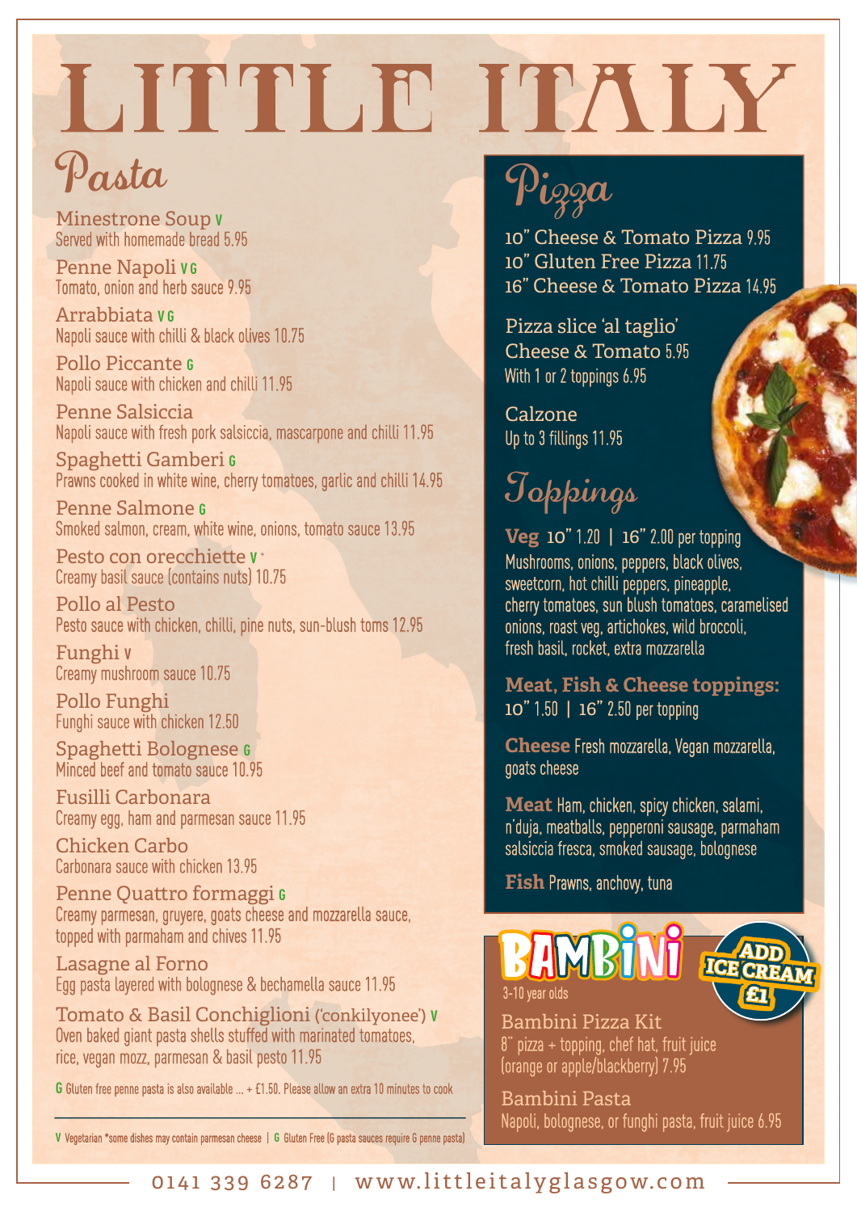# LITTLE ITALY

## Pasta

**Minestrone Soup** V
Served with homemade bread 5.95

**Penne Napoli** V G
Tomato, onion and herb sauce 9.95

**Arrabbiata** V G
Napoli sauce with chilli & black olives 10.75

**Pollo Piccante** G
Napoli sauce with chicken and chilli 11.95

**Penne Salsiccia**
Napoli sauce with fresh pork salsiccia, mascarpone and chilli 11.95

**Spaghetti Gamberi** G
Prawns cooked in white wine, cherry tomatoes, garlic and chilli 14.95

**Penne Salmone** G
Smoked salmon, cream, white wine, onions, tomato sauce 13.95

**Pesto con orecchiette** V*
Creamy basil sauce (contains nuts) 10.75

**Pollo al Pesto**
Pesto sauce with chicken, chilli, pine nuts, sun-blush toms 12.95

**Funghi** V
Creamy mushroom sauce 10.75

**Pollo Funghi**
Funghi sauce with chicken 12.50

**Spaghetti Bolognese** G
Minced beef and tomato sauce 10.95

**Fusilli Carbonara**
Creamy egg, ham and parmesan sauce 11.95

**Chicken Carbo**
Carbonara sauce with chicken 13.95

**Penne Quattro formaggi** G
Creamy parmesan, gruyere, goats cheese and mozzarella sauce, topped with parmaham and chives 11.95

**Lasagne al Forno**
Egg pasta layered with bolognese & bechamella sauce 11.95

**Tomato & Basil Conchiglioni** ('conkilyonee') V
Oven baked giant pasta shells stuffed with marinated tomatoes, rice, vegan mozz, parmesan & basil pesto 11.95

G Gluten free penne pasta is also available ... + £1.50. Please allow an extra 10 minutes to cook

V Vegetarian *some dishes may contain parmesan cheese | G Gluten Free (G pasta sauces require G penne pasta)

## Pizza

10" Cheese & Tomato Pizza 9.95
10" Gluten Free Pizza 11.75
16" Cheese & Tomato Pizza 14.95

Pizza slice 'al taglio'
Cheese & Tomato 5.95
With 1 or 2 toppings 6.95

Calzone
Up to 3 fillings 11.95

## Toppings

**Veg** 10" 1.20 | 16" 2.00 per topping
Mushrooms, onions, peppers, black olives, sweetcorn, hot chilli peppers, pineapple, cherry tomatoes, sun blush tomatoes, caramelised onions, roast veg, artichokes, wild broccoli, fresh basil, rocket, extra mozzarella

**Meat, Fish & Cheese toppings:**
10" 1.50 | 16" 2.50 per topping

**Cheese** Fresh mozzarella, Vegan mozzarella, goats cheese

**Meat** Ham, chicken, spicy chicken, salami, n'duja, meatballs, pepperoni sausage, parmaham salsiccia fresca, smoked sausage, bolognese

**Fish** Prawns, anchovy, tuna

## BAMBINI

3-10 year olds

ADD ICE CREAM £1

**Bambini Pizza Kit**
8" pizza + topping, chef hat, fruit juice (orange or apple/blackberry) 7.95

**Bambini Pasta**
Napoli, bolognese, or funghi pasta, fruit juice 6.95

0141 339 6287 | www.littleitalyglasgow.com